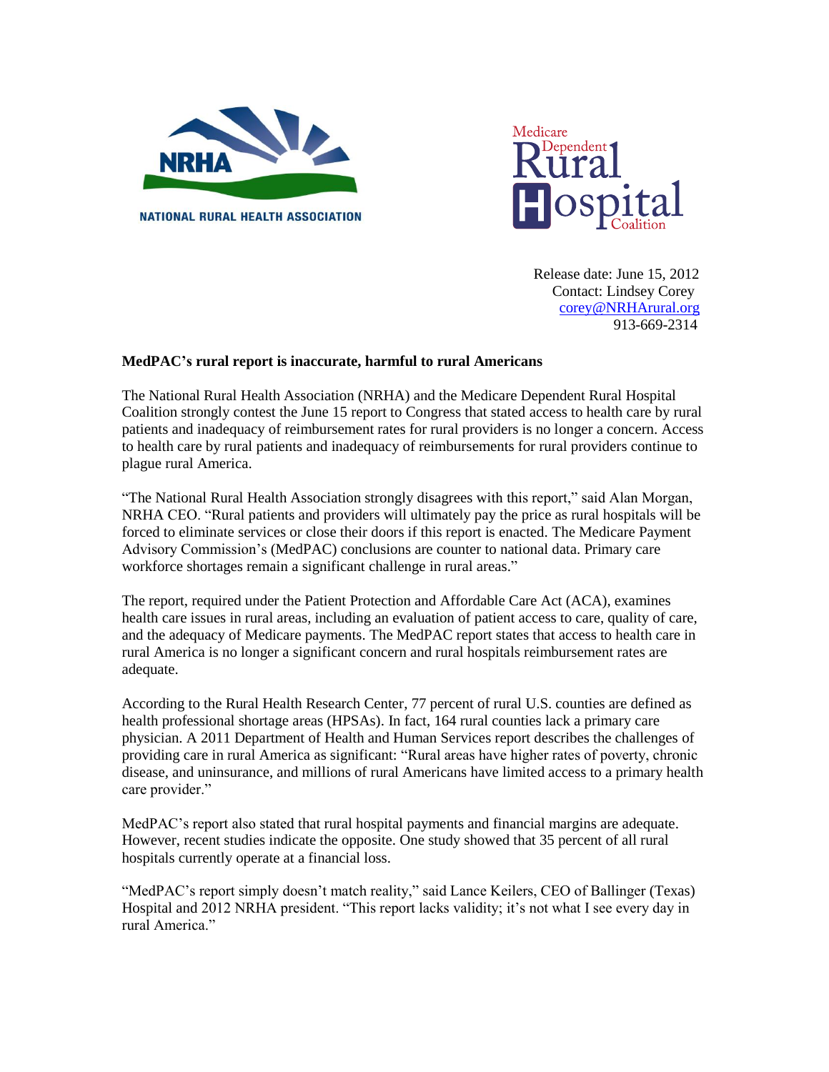NRHA

NATIONAL RURAL HEALTH ASSOCIATION

Medicare Dependent Rural Hospital Coalition

Release date: June 15, 2012
Contact: Lindsey Corey
corey@NRHArural.org
913-669-2314

**MedPAC's rural report is inaccurate, harmful to rural Americans**

The National Rural Health Association (NRHA) and the Medicare Dependent Rural Hospital Coalition strongly contest the June 15 report to Congress that stated access to health care by rural patients and inadequacy of reimbursement rates for rural providers is no longer a concern. Access to health care by rural patients and inadequacy of reimbursements for rural providers continue to plague rural America.

"The National Rural Health Association strongly disagrees with this report," said Alan Morgan, NRHA CEO. "Rural patients and providers will ultimately pay the price as rural hospitals will be forced to eliminate services or close their doors if this report is enacted. The Medicare Payment Advisory Commission's (MedPAC) conclusions are counter to national data. Primary care workforce shortages remain a significant challenge in rural areas."

The report, required under the Patient Protection and Affordable Care Act (ACA), examines health care issues in rural areas, including an evaluation of patient access to care, quality of care, and the adequacy of Medicare payments. The MedPAC report states that access to health care in rural America is no longer a significant concern and rural hospitals reimbursement rates are adequate.

According to the Rural Health Research Center, 77 percent of rural U.S. counties are defined as health professional shortage areas (HPSAs). In fact, 164 rural counties lack a primary care physician. A 2011 Department of Health and Human Services report describes the challenges of providing care in rural America as significant: "Rural areas have higher rates of poverty, chronic disease, and uninsurance, and millions of rural Americans have limited access to a primary health care provider."

MedPAC's report also stated that rural hospital payments and financial margins are adequate. However, recent studies indicate the opposite. One study showed that 35 percent of all rural hospitals currently operate at a financial loss.

"MedPAC's report simply doesn't match reality," said Lance Keilers, CEO of Ballinger (Texas) Hospital and 2012 NRHA president. "This report lacks validity; it's not what I see every day in rural America."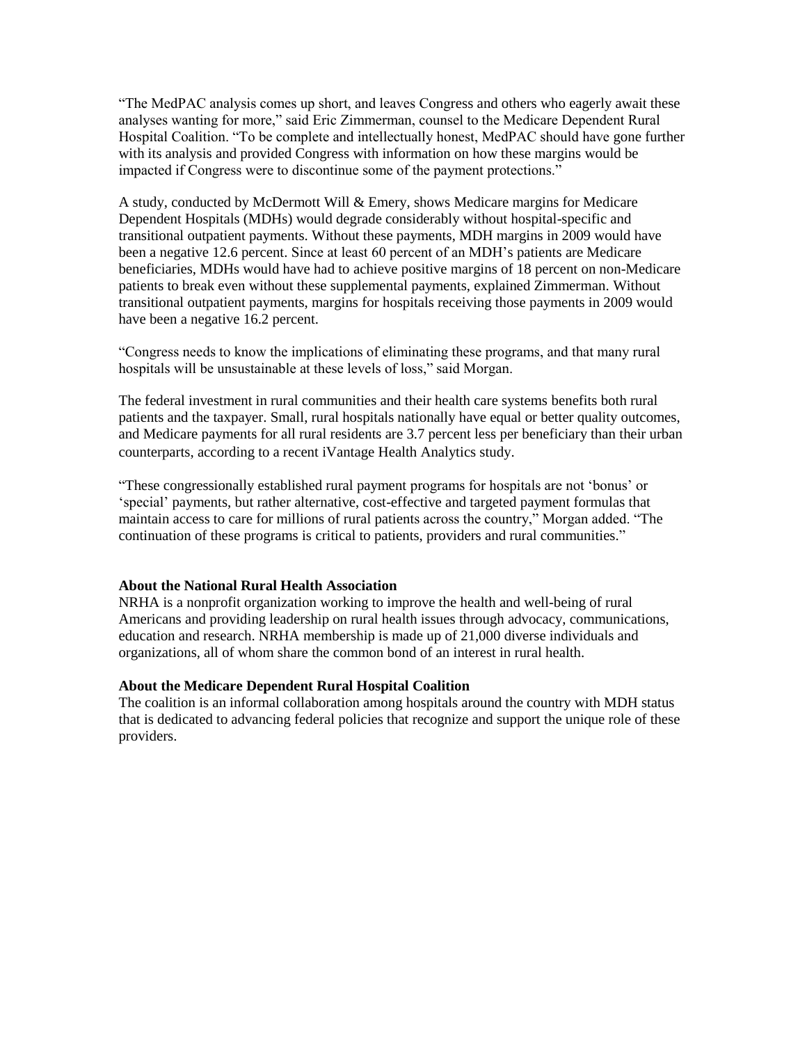"The MedPAC analysis comes up short, and leaves Congress and others who eagerly await these analyses wanting for more," said Eric Zimmerman, counsel to the Medicare Dependent Rural Hospital Coalition. "To be complete and intellectually honest, MedPAC should have gone further with its analysis and provided Congress with information on how these margins would be impacted if Congress were to discontinue some of the payment protections."

A study, conducted by McDermott Will & Emery, shows Medicare margins for Medicare Dependent Hospitals (MDHs) would degrade considerably without hospital-specific and transitional outpatient payments. Without these payments, MDH margins in 2009 would have been a negative 12.6 percent. Since at least 60 percent of an MDH's patients are Medicare beneficiaries, MDHs would have had to achieve positive margins of 18 percent on non-Medicare patients to break even without these supplemental payments, explained Zimmerman. Without transitional outpatient payments, margins for hospitals receiving those payments in 2009 would have been a negative 16.2 percent.

"Congress needs to know the implications of eliminating these programs, and that many rural hospitals will be unsustainable at these levels of loss," said Morgan.

The federal investment in rural communities and their health care systems benefits both rural patients and the taxpayer. Small, rural hospitals nationally have equal or better quality outcomes, and Medicare payments for all rural residents are 3.7 percent less per beneficiary than their urban counterparts, according to a recent iVantage Health Analytics study.

"These congressionally established rural payment programs for hospitals are not 'bonus' or 'special' payments, but rather alternative, cost-effective and targeted payment formulas that maintain access to care for millions of rural patients across the country," Morgan added. "The continuation of these programs is critical to patients, providers and rural communities."

**About the National Rural Health Association**
NRHA is a nonprofit organization working to improve the health and well-being of rural Americans and providing leadership on rural health issues through advocacy, communications, education and research. NRHA membership is made up of 21,000 diverse individuals and organizations, all of whom share the common bond of an interest in rural health.

**About the Medicare Dependent Rural Hospital Coalition**
The coalition is an informal collaboration among hospitals around the country with MDH status that is dedicated to advancing federal policies that recognize and support the unique role of these providers.